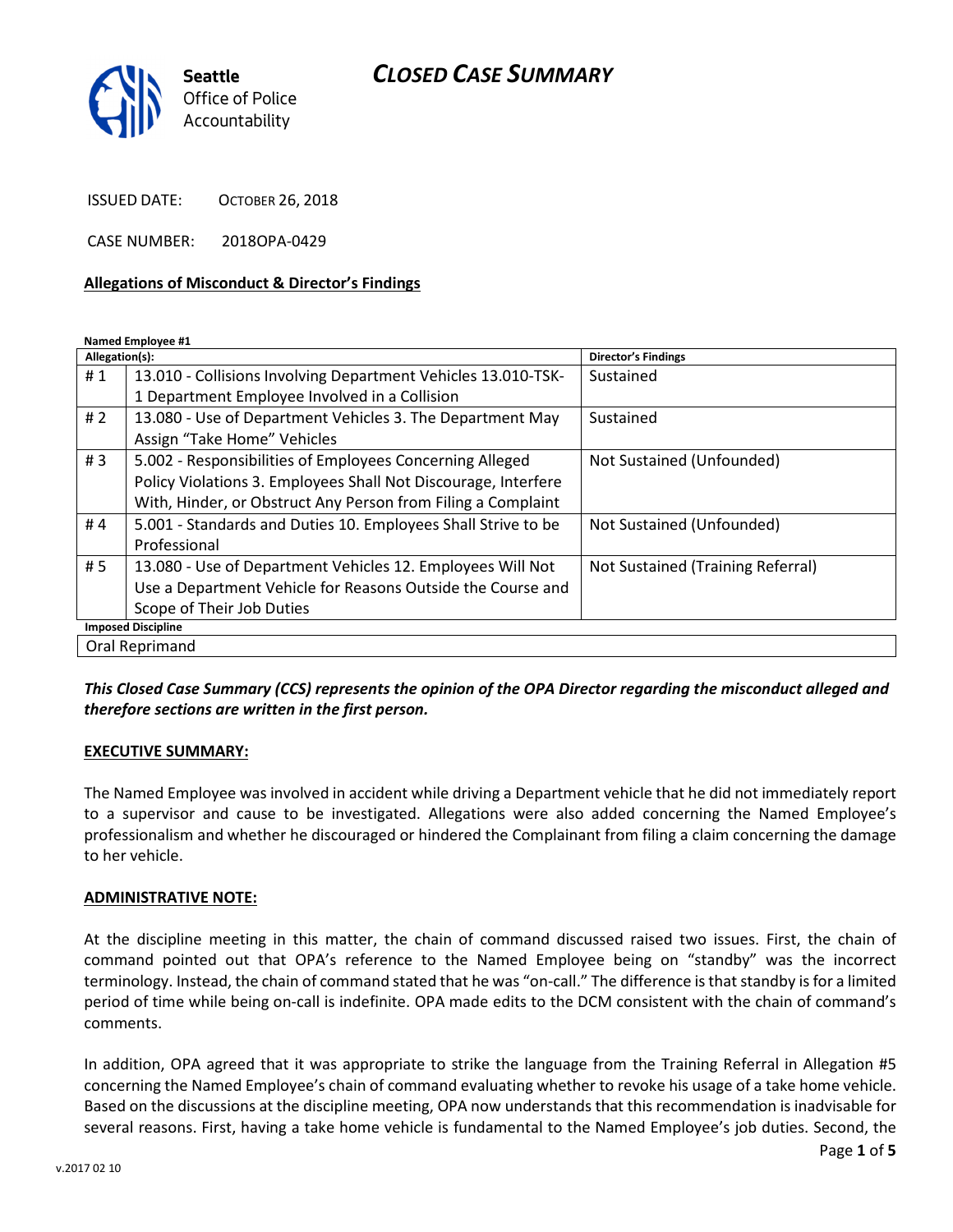# CLOSED CASE SUMMARY

Seattle Office of Police Accountability

ISSUED DATE: OCTOBER 26, 2018

CASE NUMBER: 2018OPA-0429

**Allegations of Misconduct & Director's Findings**

**Named Employee #1**

| Allegation(s): | | Director's Findings |
|---|---|---|
| # 1 | 13.010 - Collisions Involving Department Vehicles 13.010-TSK-1 Department Employee Involved in a Collision | Sustained |
| # 2 | 13.080 - Use of Department Vehicles 3. The Department May Assign "Take Home" Vehicles | Sustained |
| # 3 | 5.002 - Responsibilities of Employees Concerning Alleged Policy Violations 3. Employees Shall Not Discourage, Interfere With, Hinder, or Obstruct Any Person from Filing a Complaint | Not Sustained (Unfounded) |
| # 4 | 5.001 - Standards and Duties 10. Employees Shall Strive to be Professional | Not Sustained (Unfounded) |
| # 5 | 13.080 - Use of Department Vehicles 12. Employees Will Not Use a Department Vehicle for Reasons Outside the Course and Scope of Their Job Duties | Not Sustained (Training Referral) |
| **Imposed Discipline** | | |
| Oral Reprimand | | |

***This Closed Case Summary (CCS) represents the opinion of the OPA Director regarding the misconduct alleged and therefore sections are written in the first person.***

**EXECUTIVE SUMMARY:**

The Named Employee was involved in accident while driving a Department vehicle that he did not immediately report to a supervisor and cause to be investigated. Allegations were also added concerning the Named Employee's professionalism and whether he discouraged or hindered the Complainant from filing a claim concerning the damage to her vehicle.

**ADMINISTRATIVE NOTE:**

At the discipline meeting in this matter, the chain of command discussed raised two issues. First, the chain of command pointed out that OPA's reference to the Named Employee being on "standby" was the incorrect terminology. Instead, the chain of command stated that he was "on-call." The difference is that standby is for a limited period of time while being on-call is indefinite. OPA made edits to the DCM consistent with the chain of command's comments.

In addition, OPA agreed that it was appropriate to strike the language from the Training Referral in Allegation #5 concerning the Named Employee's chain of command evaluating whether to revoke his usage of a take home vehicle. Based on the discussions at the discipline meeting, OPA now understands that this recommendation is inadvisable for several reasons. First, having a take home vehicle is fundamental to the Named Employee's job duties. Second, the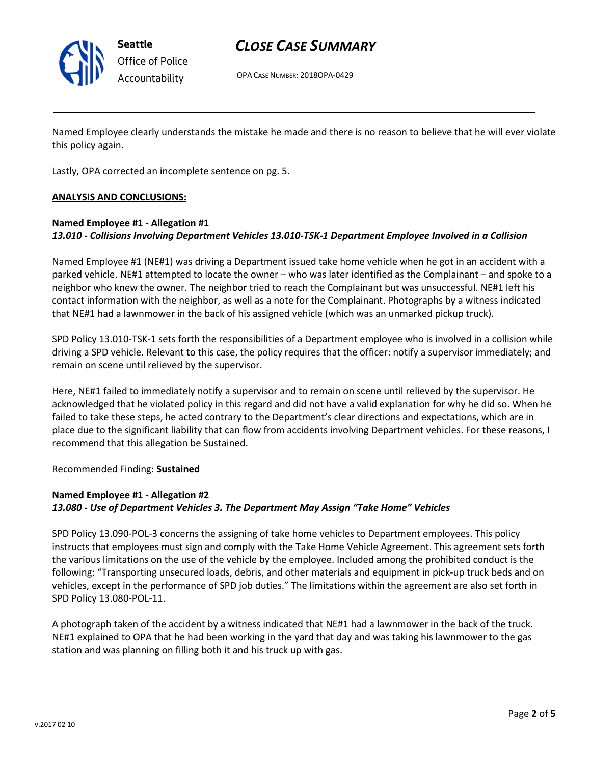Named Employee clearly understands the mistake he made and there is no reason to believe that he will ever violate this policy again.

Lastly, OPA corrected an incomplete sentence on pg. 5.

**ANALYSIS AND CONCLUSIONS:**

**Named Employee #1 - Allegation #1**
***13.010 - Collisions Involving Department Vehicles 13.010-TSK-1 Department Employee Involved in a Collision***

Named Employee #1 (NE#1) was driving a Department issued take home vehicle when he got in an accident with a parked vehicle. NE#1 attempted to locate the owner – who was later identified as the Complainant – and spoke to a neighbor who knew the owner. The neighbor tried to reach the Complainant but was unsuccessful. NE#1 left his contact information with the neighbor, as well as a note for the Complainant. Photographs by a witness indicated that NE#1 had a lawnmower in the back of his assigned vehicle (which was an unmarked pickup truck).

SPD Policy 13.010-TSK-1 sets forth the responsibilities of a Department employee who is involved in a collision while driving a SPD vehicle. Relevant to this case, the policy requires that the officer: notify a supervisor immediately; and remain on scene until relieved by the supervisor.

Here, NE#1 failed to immediately notify a supervisor and to remain on scene until relieved by the supervisor. He acknowledged that he violated policy in this regard and did not have a valid explanation for why he did so. When he failed to take these steps, he acted contrary to the Department's clear directions and expectations, which are in place due to the significant liability that can flow from accidents involving Department vehicles. For these reasons, I recommend that this allegation be Sustained.

Recommended Finding: **Sustained**

**Named Employee #1 - Allegation #2**
***13.080 - Use of Department Vehicles 3. The Department May Assign "Take Home" Vehicles***

SPD Policy 13.090-POL-3 concerns the assigning of take home vehicles to Department employees. This policy instructs that employees must sign and comply with the Take Home Vehicle Agreement. This agreement sets forth the various limitations on the use of the vehicle by the employee. Included among the prohibited conduct is the following: "Transporting unsecured loads, debris, and other materials and equipment in pick-up truck beds and on vehicles, except in the performance of SPD job duties." The limitations within the agreement are also set forth in SPD Policy 13.080-POL-11.

A photograph taken of the accident by a witness indicated that NE#1 had a lawnmower in the back of the truck. NE#1 explained to OPA that he had been working in the yard that day and was taking his lawnmower to the gas station and was planning on filling both it and his truck up with gas.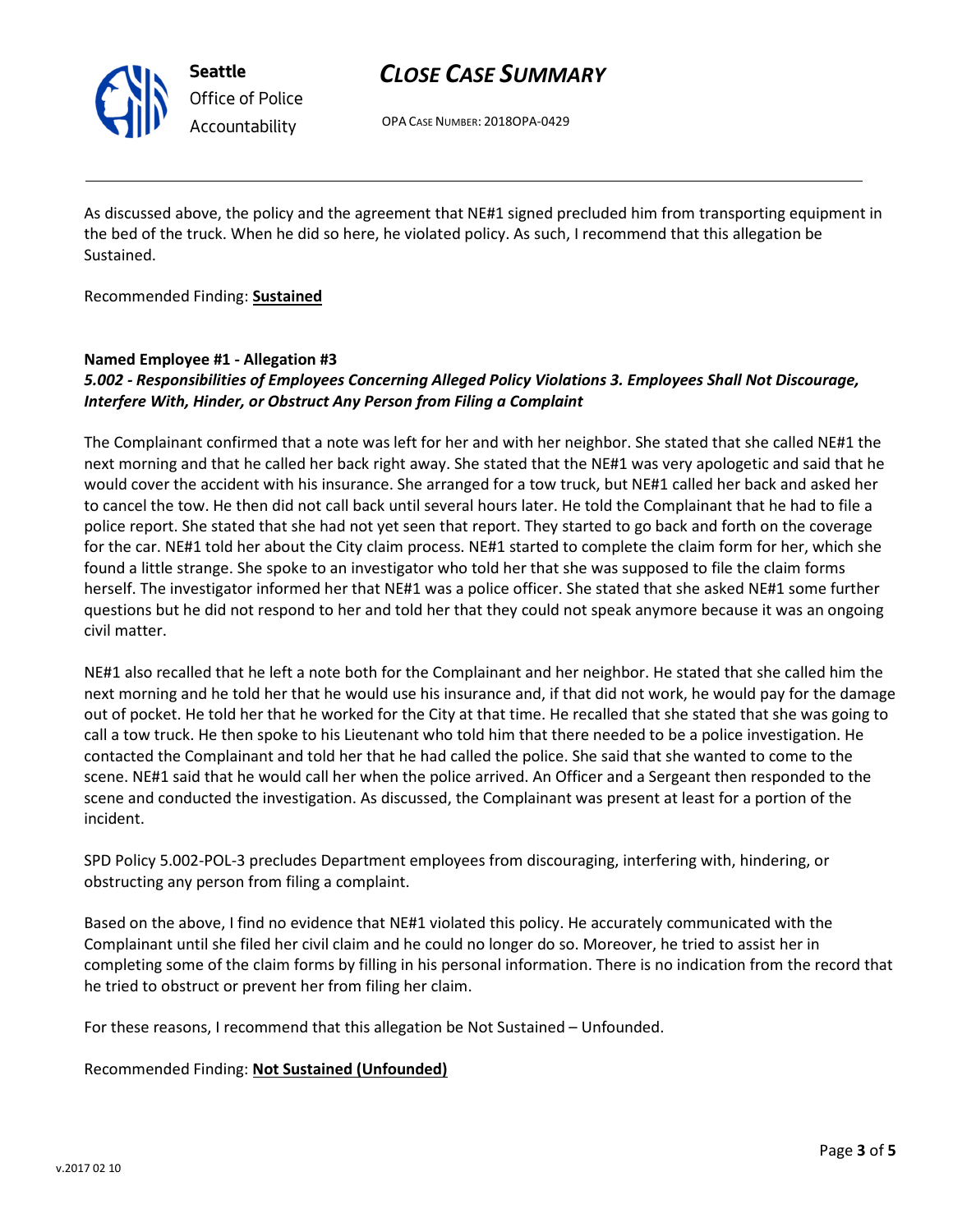As discussed above, the policy and the agreement that NE#1 signed precluded him from transporting equipment in the bed of the truck. When he did so here, he violated policy. As such, I recommend that this allegation be Sustained.

Recommended Finding: **Sustained**

**Named Employee #1 - Allegation #3**
***5.002 - Responsibilities of Employees Concerning Alleged Policy Violations 3. Employees Shall Not Discourage, Interfere With, Hinder, or Obstruct Any Person from Filing a Complaint***

The Complainant confirmed that a note was left for her and with her neighbor. She stated that she called NE#1 the next morning and that he called her back right away. She stated that the NE#1 was very apologetic and said that he would cover the accident with his insurance. She arranged for a tow truck, but NE#1 called her back and asked her to cancel the tow. He then did not call back until several hours later. He told the Complainant that he had to file a police report. She stated that she had not yet seen that report. They started to go back and forth on the coverage for the car. NE#1 told her about the City claim process. NE#1 started to complete the claim form for her, which she found a little strange. She spoke to an investigator who told her that she was supposed to file the claim forms herself. The investigator informed her that NE#1 was a police officer. She stated that she asked NE#1 some further questions but he did not respond to her and told her that they could not speak anymore because it was an ongoing civil matter.

NE#1 also recalled that he left a note both for the Complainant and her neighbor. He stated that she called him the next morning and he told her that he would use his insurance and, if that did not work, he would pay for the damage out of pocket. He told her that he worked for the City at that time. He recalled that she stated that she was going to call a tow truck. He then spoke to his Lieutenant who told him that there needed to be a police investigation. He contacted the Complainant and told her that he had called the police. She said that she wanted to come to the scene. NE#1 said that he would call her when the police arrived. An Officer and a Sergeant then responded to the scene and conducted the investigation. As discussed, the Complainant was present at least for a portion of the incident.

SPD Policy 5.002-POL-3 precludes Department employees from discouraging, interfering with, hindering, or obstructing any person from filing a complaint.

Based on the above, I find no evidence that NE#1 violated this policy. He accurately communicated with the Complainant until she filed her civil claim and he could no longer do so. Moreover, he tried to assist her in completing some of the claim forms by filling in his personal information. There is no indication from the record that he tried to obstruct or prevent her from filing her claim.

For these reasons, I recommend that this allegation be Not Sustained – Unfounded.

Recommended Finding: **Not Sustained (Unfounded)**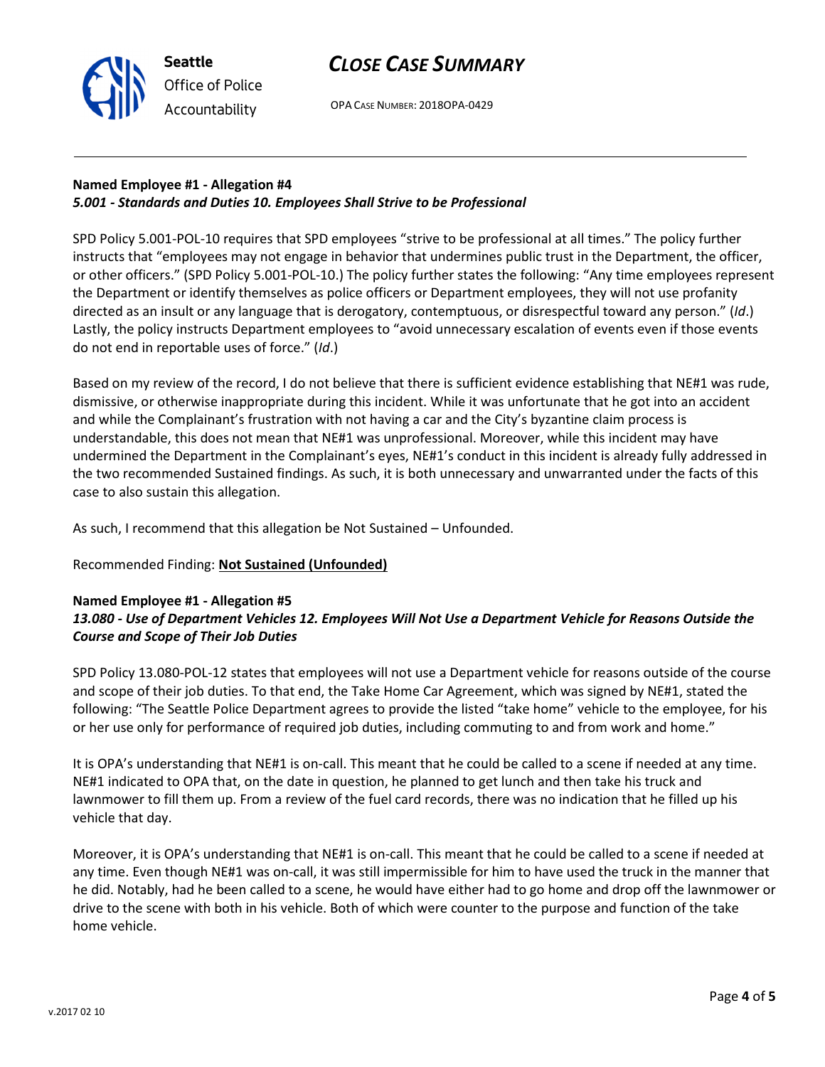**Named Employee #1 - Allegation #4**
***5.001 - Standards and Duties 10. Employees Shall Strive to be Professional***

SPD Policy 5.001-POL-10 requires that SPD employees "strive to be professional at all times." The policy further instructs that "employees may not engage in behavior that undermines public trust in the Department, the officer, or other officers." (SPD Policy 5.001-POL-10.) The policy further states the following: "Any time employees represent the Department or identify themselves as police officers or Department employees, they will not use profanity directed as an insult or any language that is derogatory, contemptuous, or disrespectful toward any person." (*Id*.) Lastly, the policy instructs Department employees to "avoid unnecessary escalation of events even if those events do not end in reportable uses of force." (*Id*.)

Based on my review of the record, I do not believe that there is sufficient evidence establishing that NE#1 was rude, dismissive, or otherwise inappropriate during this incident. While it was unfortunate that he got into an accident and while the Complainant's frustration with not having a car and the City's byzantine claim process is understandable, this does not mean that NE#1 was unprofessional. Moreover, while this incident may have undermined the Department in the Complainant's eyes, NE#1's conduct in this incident is already fully addressed in the two recommended Sustained findings. As such, it is both unnecessary and unwarranted under the facts of this case to also sustain this allegation.

As such, I recommend that this allegation be Not Sustained – Unfounded.

Recommended Finding: **Not Sustained (Unfounded)**

**Named Employee #1 - Allegation #5**
***13.080 - Use of Department Vehicles 12. Employees Will Not Use a Department Vehicle for Reasons Outside the Course and Scope of Their Job Duties***

SPD Policy 13.080-POL-12 states that employees will not use a Department vehicle for reasons outside of the course and scope of their job duties. To that end, the Take Home Car Agreement, which was signed by NE#1, stated the following: "The Seattle Police Department agrees to provide the listed "take home" vehicle to the employee, for his or her use only for performance of required job duties, including commuting to and from work and home."

It is OPA's understanding that NE#1 is on-call. This meant that he could be called to a scene if needed at any time. NE#1 indicated to OPA that, on the date in question, he planned to get lunch and then take his truck and lawnmower to fill them up. From a review of the fuel card records, there was no indication that he filled up his vehicle that day.

Moreover, it is OPA's understanding that NE#1 is on-call. This meant that he could be called to a scene if needed at any time. Even though NE#1 was on-call, it was still impermissible for him to have used the truck in the manner that he did. Notably, had he been called to a scene, he would have either had to go home and drop off the lawnmower or drive to the scene with both in his vehicle. Both of which were counter to the purpose and function of the take home vehicle.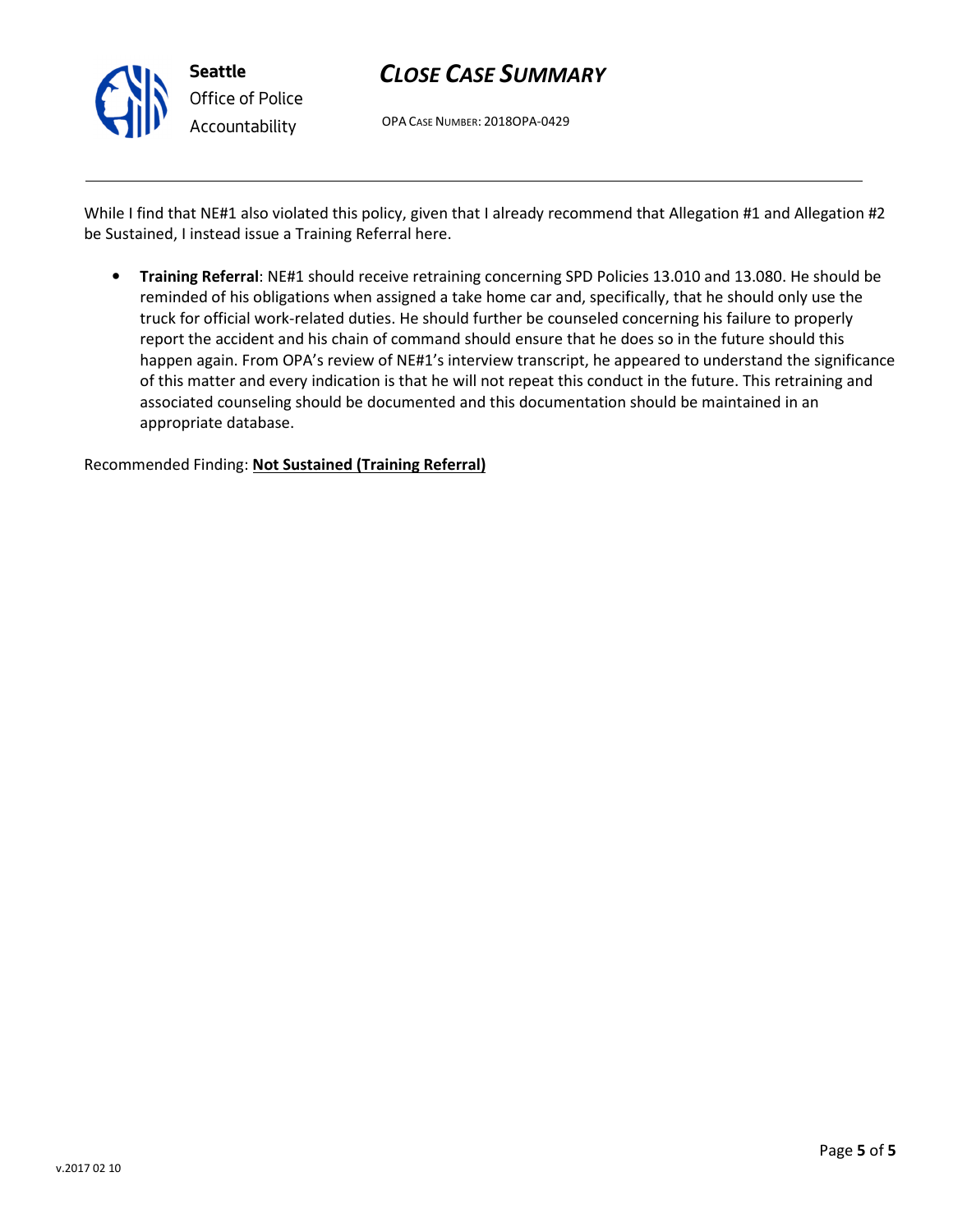While I find that NE#1 also violated this policy, given that I already recommend that Allegation #1 and Allegation #2 be Sustained, I instead issue a Training Referral here.

- **Training Referral**: NE#1 should receive retraining concerning SPD Policies 13.010 and 13.080. He should be reminded of his obligations when assigned a take home car and, specifically, that he should only use the truck for official work-related duties. He should further be counseled concerning his failure to properly report the accident and his chain of command should ensure that he does so in the future should this happen again. From OPA's review of NE#1's interview transcript, he appeared to understand the significance of this matter and every indication is that he will not repeat this conduct in the future. This retraining and associated counseling should be documented and this documentation should be maintained in an appropriate database.

Recommended Finding: **Not Sustained (Training Referral)**